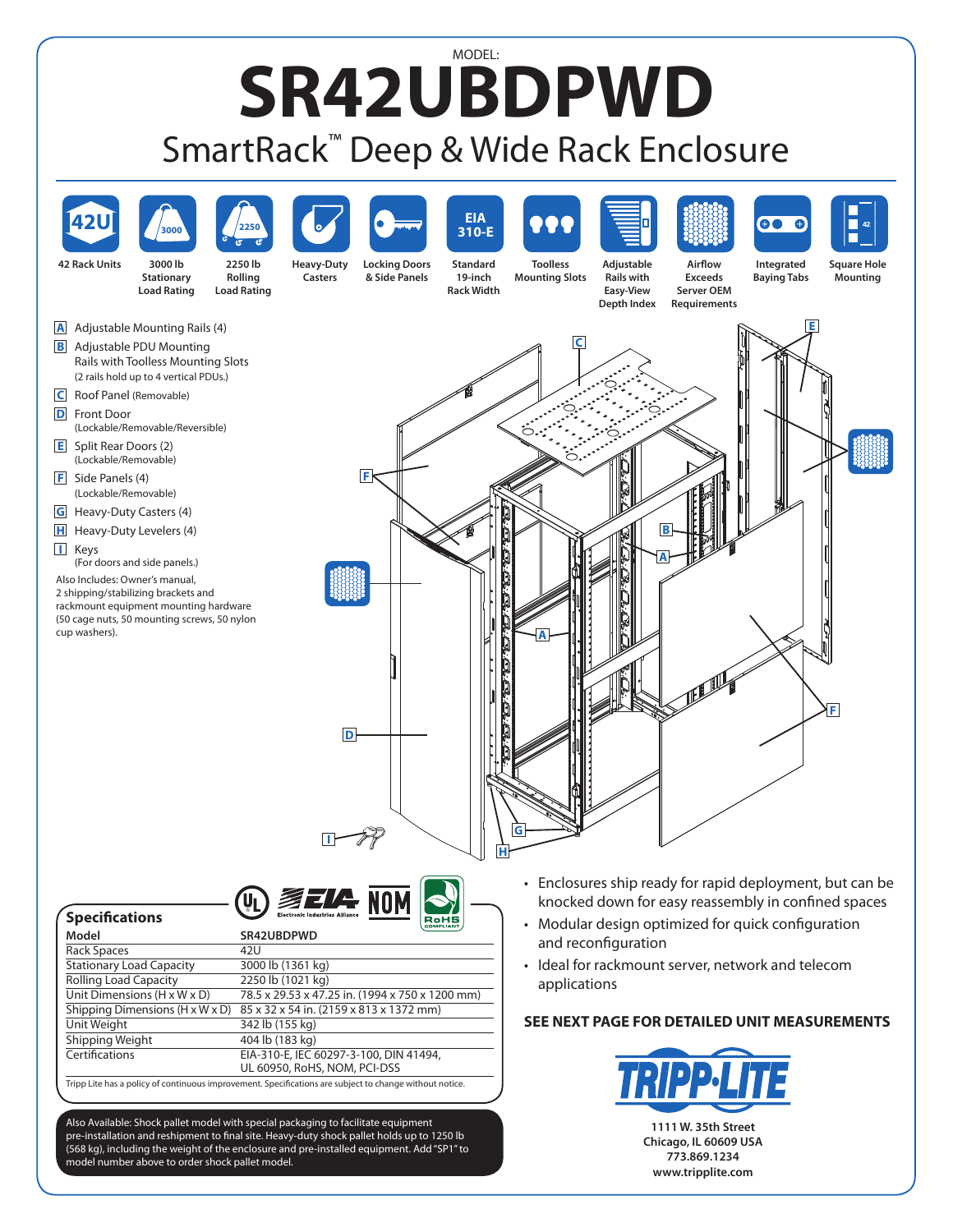MODEL:

# SR42UBDPWD

## SmartRack™ Deep & Wide Rack Enclosure

- 42 Rack Units
- 3000 lb Stationary Load Rating
- 2250 lb Rolling Load Rating
- Heavy-Duty Casters
- Locking Doors & Side Panels
- Standard 19-inch Rack Width
- Toolless Mounting Slots
- Adjustable Rails with Easy-View Depth Index
- Airflow Exceeds Server OEM Requirements
- Integrated Baying Tabs
- Square Hole Mounting

- **A** Adjustable Mounting Rails (4)
- **B** Adjustable PDU Mounting Rails with Toolless Mounting Slots (2 rails hold up to 4 vertical PDUs.)
- **C** Roof Panel (Removable)
- **D** Front Door (Lockable/Removable/Reversible)
- **E** Split Rear Doors (2) (Lockable/Removable)
- **F** Side Panels (4) (Lockable/Removable)
- **G** Heavy-Duty Casters (4)
- **H** Heavy-Duty Levelers (4)
- **I** Keys (For doors and side panels.)

Also Includes: Owner's manual, 2 shipping/stabilizing brackets and rackmount equipment mounting hardware (50 cage nuts, 50 mounting screws, 50 nylon cup washers).

### Specifications

| Model | SR42UBDPWD |
|---|---|
| Rack Spaces | 42U |
| Stationary Load Capacity | 3000 lb (1361 kg) |
| Rolling Load Capacity | 2250 lb (1021 kg) |
| Unit Dimensions (H x W x D) | 78.5 x 29.53 x 47.25 in. (1994 x 750 x 1200 mm) |
| Shipping Dimensions (H x W x D) | 85 x 32 x 54 in. (2159 x 813 x 1372 mm) |
| Unit Weight | 342 lb (155 kg) |
| Shipping Weight | 404 lb (183 kg) |
| Certifications | EIA-310-E, IEC 60297-3-100, DIN 41494, UL 60950, RoHS, NOM, PCI-DSS |

Tripp Lite has a policy of continuous improvement. Specifications are subject to change without notice.

Also Available: Shock pallet model with special packaging to facilitate equipment pre-installation and reshipment to final site. Heavy-duty shock pallet holds up to 1250 lb (568 kg), including the weight of the enclosure and pre-installed equipment. Add "SP1" to model number above to order shock pallet model.

- Enclosures ship ready for rapid deployment, but can be knocked down for easy reassembly in confined spaces
- Modular design optimized for quick configuration and reconfiguration
- Ideal for rackmount server, network and telecom applications

**SEE NEXT PAGE FOR DETAILED UNIT MEASUREMENTS**

TRIPP·LITE

1111 W. 35th Street
Chicago, IL 60609 USA
773.869.1234
www.tripplite.com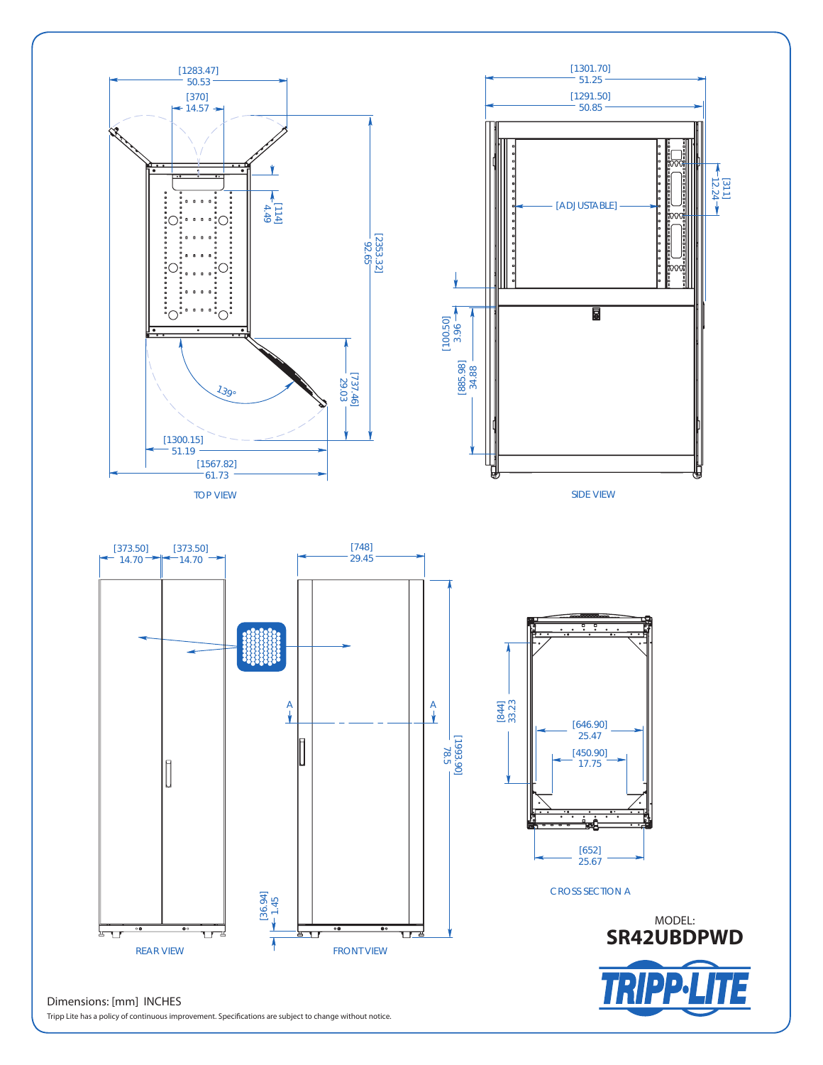TOP VIEW

- [1283.47] 50.53
- [370] 14.57
- [114] 4.49
- [2353.32] 92.65
- 139°
- [737.46] 29.03
- [1300.15] 51.19
- [1567.82] 61.73

SIDE VIEW

- [1301.70] 51.25
- [1291.50] 50.85
- [311] 12.24
- [ADJUSTABLE]
- [100.50] 3.96
- [885.98] 34.88

REAR VIEW

- [373.50] 14.70
- [373.50] 14.70

FRONT VIEW

- [748] 29.45
- A
- A
- [1993.90] 78.5
- [36.94] 1.45

CROSS SECTION A

- [844] 33.23
- [646.90] 25.47
- [450.90] 17.75
- [652] 25.67

MODEL:

**SR42UBDPWD**

TRIPP·LITE

Dimensions: [mm] INCHES

Tripp Lite has a policy of continuous improvement. Specifications are subject to change without notice.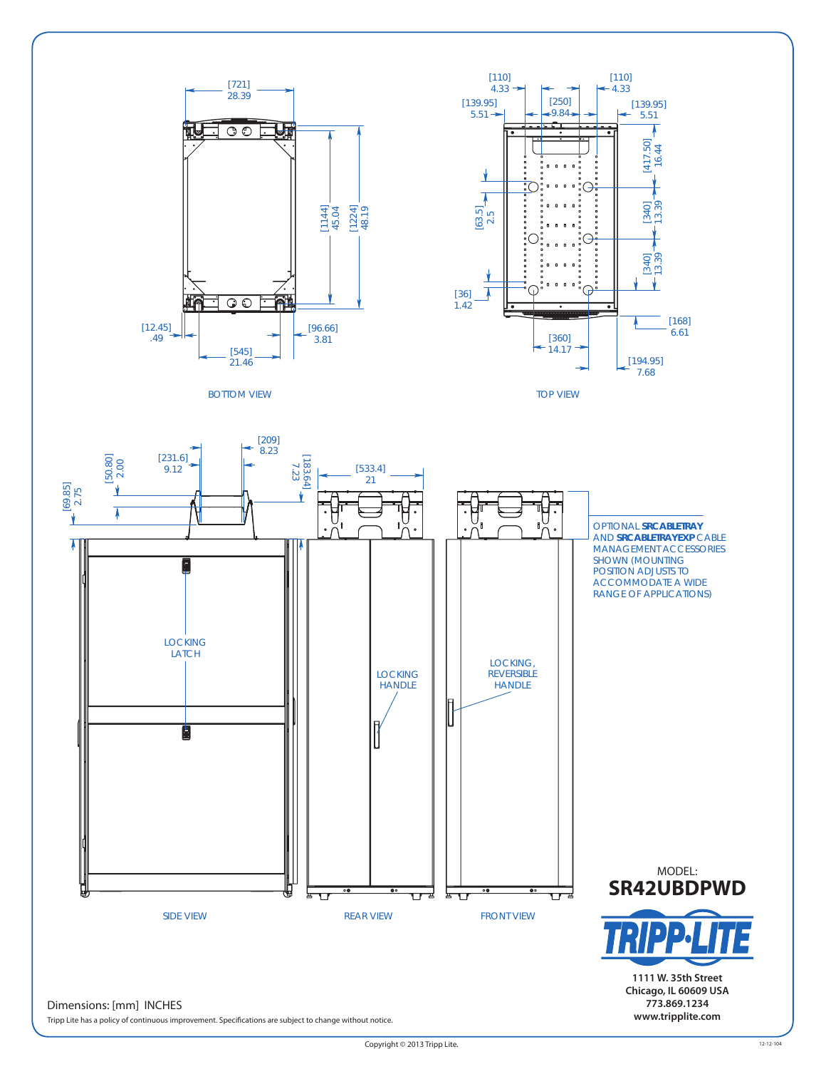[721]
28.39

[1144]
45.04

[1224]
48.19

[12.45]
.49

[96.66]
3.81

[545]
21.46

BOTTOM VIEW

[110]
4.33

[110]
4.33

[139.95]
5.51

[250]
9.84

[139.95]
5.51

[417.50]
16.44

[63.5]
2.5

[340]
13.39

[340]
13.39

[36]
1.42

[168]
6.61

[360]
14.17

[194.95]
7.68

TOP VIEW

[69.85]
2.75

[50.80]
2.00

[231.6]
9.12

[209]
8.23

[183.64]
7.23

[533.4]
21

LOCKING LATCH

LOCKING HANDLE

LOCKING, REVERSIBLE HANDLE

OPTIONAL **SRCABLETRAY** AND **SRCABLETRAYEXP** CABLE MANAGEMENT ACCESSORIES SHOWN (MOUNTING POSITION ADJUSTS TO ACCOMMODATE A WIDE RANGE OF APPLICATIONS)

SIDE VIEW

REAR VIEW

FRONT VIEW

MODEL:
**SR42UBDPWD**

**TRIPP·LITE**

**1111 W. 35th Street**
**Chicago, IL 60609 USA**
**773.869.1234**
**www.tripplite.com**

Dimensions: [mm] INCHES

Tripp Lite has a policy of continuous improvement. Specifications are subject to change without notice.

Copyright © 2013 Tripp Lite.

12-12-104